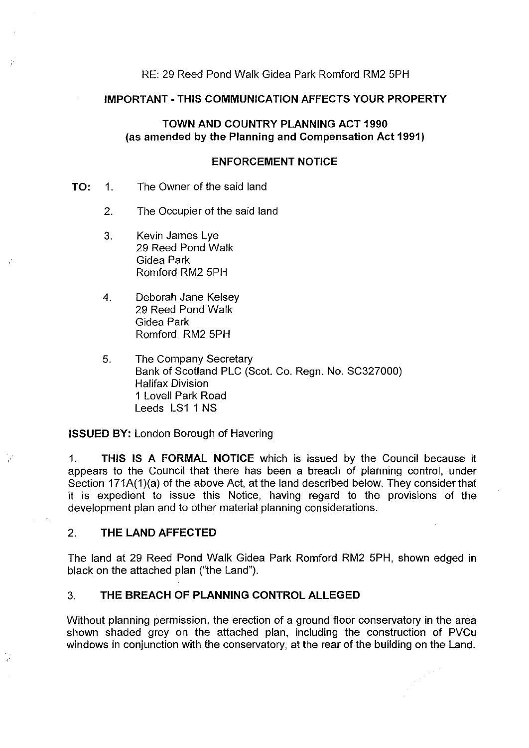RE: 29 Reed Pond Walk Gidea Park Romford RM2 5PH

**IMPORTANT - THIS COMMUNICATION AFFECTS YOUR PROPERTY**

**TOWN AND COUNTRY PLANNING ACT 1990**
**(as amended by the Planning and Compensation Act 1991)**

**ENFORCEMENT NOTICE**

**TO:**

1. The Owner of the said land

2. The Occupier of the said land

3. Kevin James Lye
   29 Reed Pond Walk
   Gidea Park
   Romford RM2 5PH

4. Deborah Jane Kelsey
   29 Reed Pond Walk
   Gidea Park
   Romford RM2 5PH

5. The Company Secretary
   Bank of Scotland PLC (Scot. Co. Regn. No. SC327000)
   Halifax Division
   1 Lovell Park Road
   Leeds LS1 1 NS

**ISSUED BY:** London Borough of Havering

1. **THIS IS A FORMAL NOTICE** which is issued by the Council because it appears to the Council that there has been a breach of planning control, under Section 171A(1)(a) of the above Act, at the land described below. They consider that it is expedient to issue this Notice, having regard to the provisions of the development plan and to other material planning considerations.

## 2. THE LAND AFFECTED

The land at 29 Reed Pond Walk Gidea Park Romford RM2 5PH, shown edged in black on the attached plan ("the Land").

## 3. THE BREACH OF PLANNING CONTROL ALLEGED

Without planning permission, the erection of a ground floor conservatory in the area shown shaded grey on the attached plan, including the construction of PVCu windows in conjunction with the conservatory, at the rear of the building on the Land.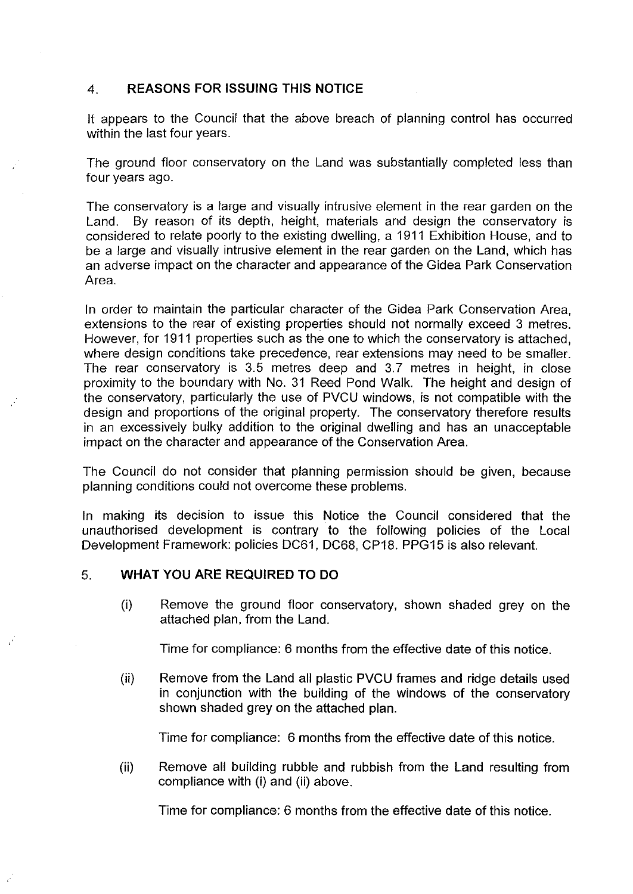## 4. REASONS FOR ISSUING THIS NOTICE

It appears to the Council that the above breach of planning control has occurred within the last four years.

The ground floor conservatory on the Land was substantially completed less than four years ago.

The conservatory is a large and visually intrusive element in the rear garden on the Land. By reason of its depth, height, materials and design the conservatory is considered to relate poorly to the existing dwelling, a 1911 Exhibition House, and to be a large and visually intrusive element in the rear garden on the Land, which has an adverse impact on the character and appearance of the Gidea Park Conservation Area.

In order to maintain the particular character of the Gidea Park Conservation Area, extensions to the rear of existing properties should not normally exceed 3 metres. However, for 1911 properties such as the one to which the conservatory is attached, where design conditions take precedence, rear extensions may need to be smaller. The rear conservatory is 3.5 metres deep and 3.7 metres in height, in close proximity to the boundary with No. 31 Reed Pond Walk. The height and design of the conservatory, particularly the use of PVCU windows, is not compatible with the design and proportions of the original property. The conservatory therefore results in an excessively bulky addition to the original dwelling and has an unacceptable impact on the character and appearance of the Conservation Area.

The Council do not consider that planning permission should be given, because planning conditions could not overcome these problems.

In making its decision to issue this Notice the Council considered that the unauthorised development is contrary to the following policies of the Local Development Framework: policies DC61, DC68, CP18. PPG15 is also relevant.

## 5. WHAT YOU ARE REQUIRED TO DO

(i) Remove the ground floor conservatory, shown shaded grey on the attached plan, from the Land.

Time for compliance: 6 months from the effective date of this notice.

(ii) Remove from the Land all plastic PVCU frames and ridge details used in conjunction with the building of the windows of the conservatory shown shaded grey on the attached plan.

Time for compliance: 6 months from the effective date of this notice.

(ii) Remove all building rubble and rubbish from the Land resulting from compliance with (i) and (ii) above.

Time for compliance: 6 months from the effective date of this notice.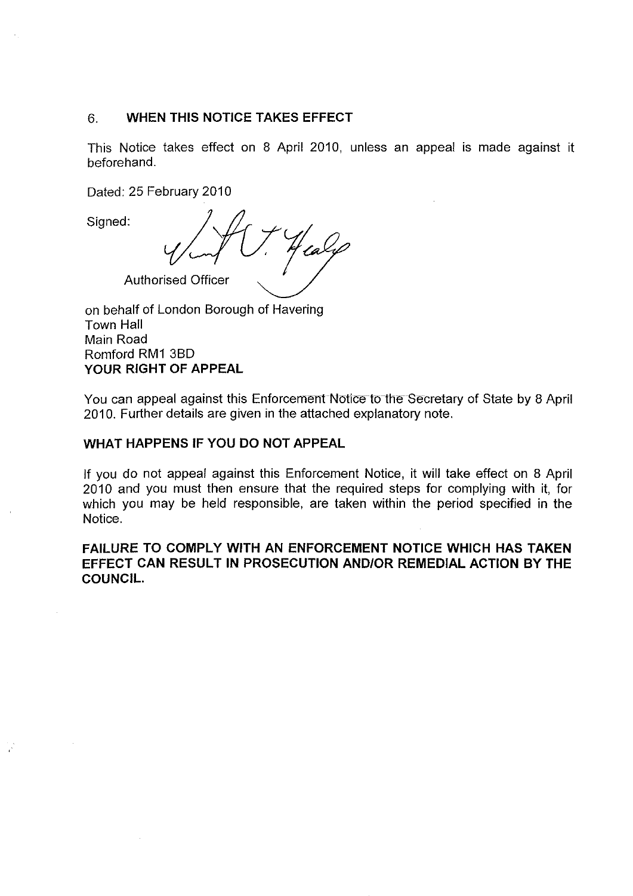## 6. WHEN THIS NOTICE TAKES EFFECT

This Notice takes effect on 8 April 2010, unless an appeal is made against it beforehand.

Dated: 25 February 2010

Signed:

Authorised Officer

on behalf of London Borough of Havering
Town Hall
Main Road
Romford RM1 3BD

**YOUR RIGHT OF APPEAL**

You can appeal against this Enforcement Notice to the Secretary of State by 8 April 2010. Further details are given in the attached explanatory note.

**WHAT HAPPENS IF YOU DO NOT APPEAL**

If you do not appeal against this Enforcement Notice, it will take effect on 8 April 2010 and you must then ensure that the required steps for complying with it, for which you may be held responsible, are taken within the period specified in the Notice.

**FAILURE TO COMPLY WITH AN ENFORCEMENT NOTICE WHICH HAS TAKEN EFFECT CAN RESULT IN PROSECUTION AND/OR REMEDIAL ACTION BY THE COUNCIL.**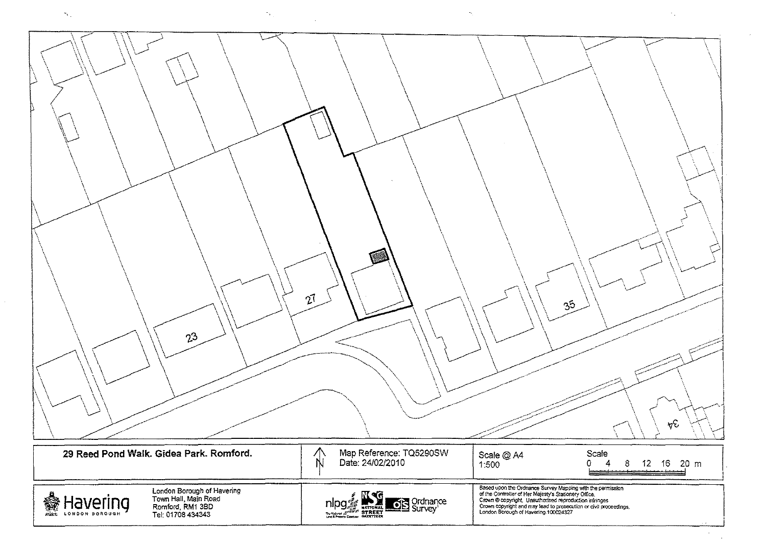23

27

35

34

**29 Reed Pond Walk. Gidea Park. Romford.**

N

Map Reference: TQ5290SW
Date: 24/02/2010

Scale @ A4
1:500

Scale
0 4 8 12 16 20 m

Havering
LONDON BOROUGH

London Borough of Havering
Town Hall, Main Road
Romford, RM1 3BD
Tel: 01708 434343

nlpg NATIONAL STREET GAZETTEER Ordnance Survey

Based upon the Ordnance Survey Mapping with the permission of the Controller of Her Majesty's Stationery Office.
Crown © copyright. Unauthorised reproduction infringes Crown copyright and may lead to prosecution or civil proceedings.
London Borough of Havering 100024327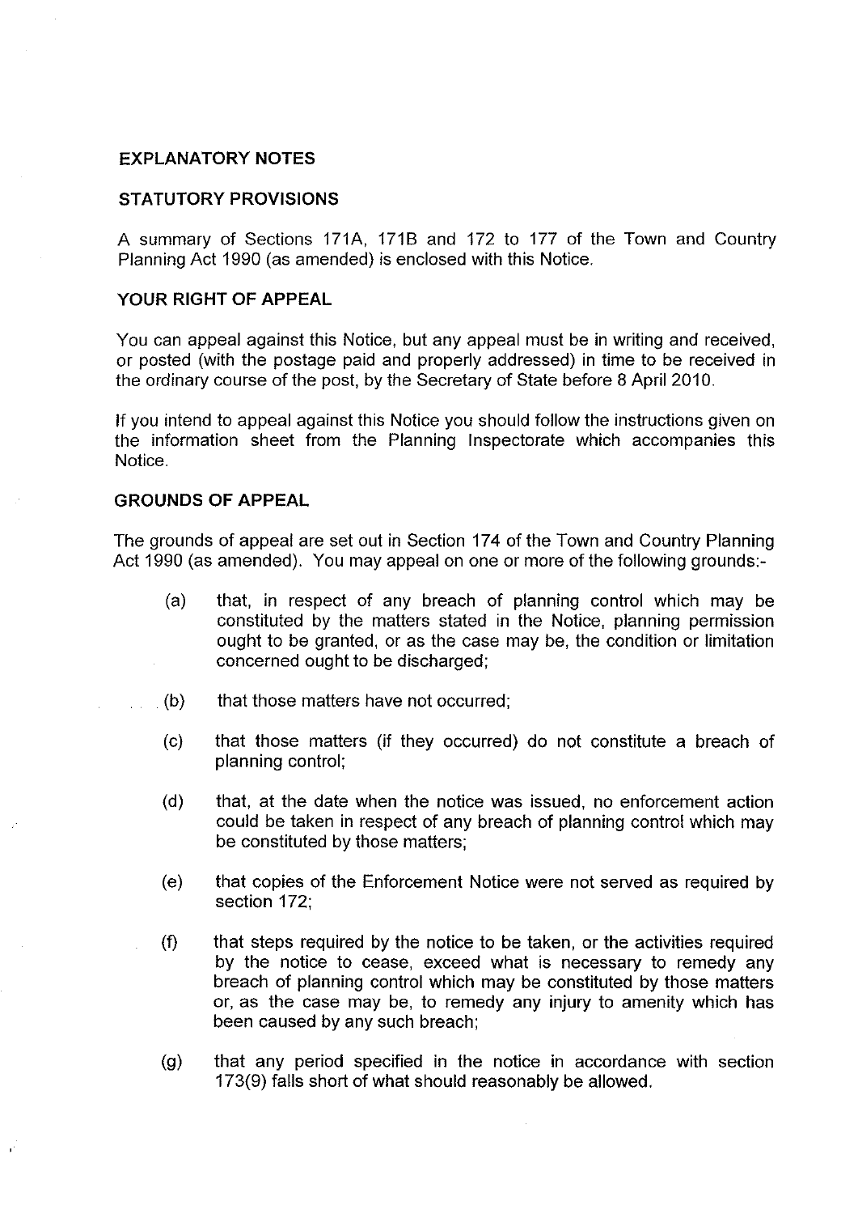## EXPLANATORY NOTES

## STATUTORY PROVISIONS

A summary of Sections 171A, 171B and 172 to 177 of the Town and Country Planning Act 1990 (as amended) is enclosed with this Notice.

## YOUR RIGHT OF APPEAL

You can appeal against this Notice, but any appeal must be in writing and received, or posted (with the postage paid and properly addressed) in time to be received in the ordinary course of the post, by the Secretary of State before 8 April 2010.

If you intend to appeal against this Notice you should follow the instructions given on the information sheet from the Planning Inspectorate which accompanies this Notice.

## GROUNDS OF APPEAL

The grounds of appeal are set out in Section 174 of the Town and Country Planning Act 1990 (as amended). You may appeal on one or more of the following grounds:-

(a) that, in respect of any breach of planning control which may be constituted by the matters stated in the Notice, planning permission ought to be granted, or as the case may be, the condition or limitation concerned ought to be discharged;

(b) that those matters have not occurred;

(c) that those matters (if they occurred) do not constitute a breach of planning control;

(d) that, at the date when the notice was issued, no enforcement action could be taken in respect of any breach of planning control which may be constituted by those matters;

(e) that copies of the Enforcement Notice were not served as required by section 172;

(f) that steps required by the notice to be taken, or the activities required by the notice to cease, exceed what is necessary to remedy any breach of planning control which may be constituted by those matters or, as the case may be, to remedy any injury to amenity which has been caused by any such breach;

(g) that any period specified in the notice in accordance with section 173(9) falls short of what should reasonably be allowed.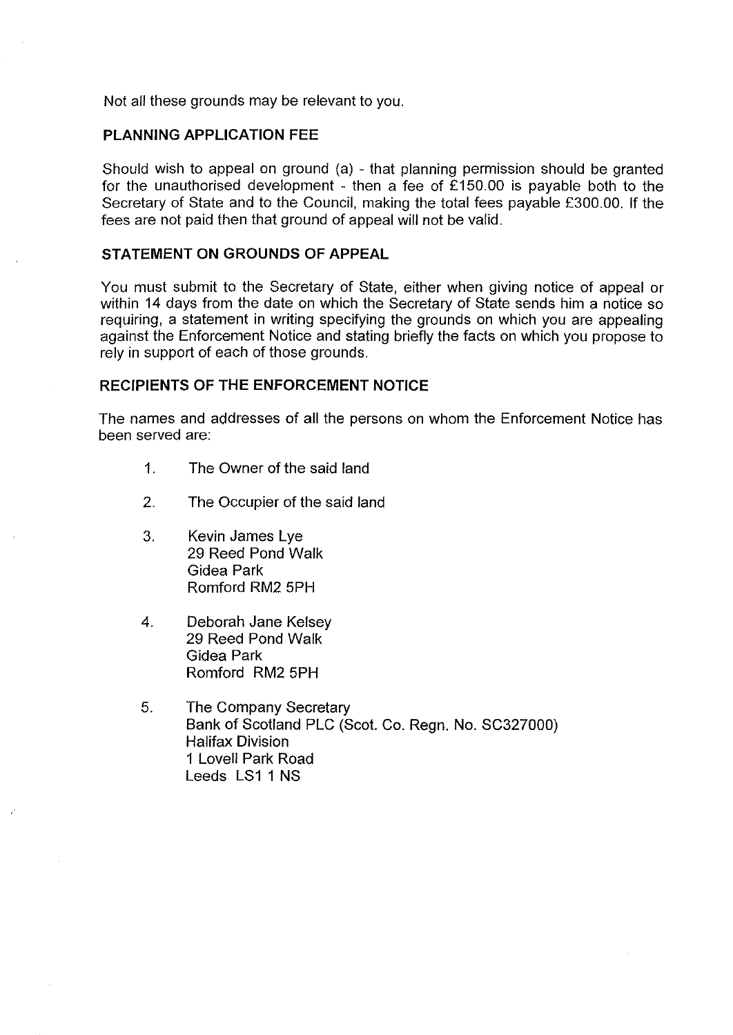Not all these grounds may be relevant to you.

### PLANNING APPLICATION FEE

Should wish to appeal on ground (a) - that planning permission should be granted for the unauthorised development - then a fee of £150.00 is payable both to the Secretary of State and to the Council, making the total fees payable £300.00. If the fees are not paid then that ground of appeal will not be valid.

### STATEMENT ON GROUNDS OF APPEAL

You must submit to the Secretary of State, either when giving notice of appeal or within 14 days from the date on which the Secretary of State sends him a notice so requiring, a statement in writing specifying the grounds on which you are appealing against the Enforcement Notice and stating briefly the facts on which you propose to rely in support of each of those grounds.

### RECIPIENTS OF THE ENFORCEMENT NOTICE

The names and addresses of all the persons on whom the Enforcement Notice has been served are:

1. The Owner of the said land

2. The Occupier of the said land

3. Kevin James Lye
   29 Reed Pond Walk
   Gidea Park
   Romford RM2 5PH

4. Deborah Jane Kelsey
   29 Reed Pond Walk
   Gidea Park
   Romford RM2 5PH

5. The Company Secretary
   Bank of Scotland PLC (Scot. Co. Regn. No. SC327000)
   Halifax Division
   1 Lovell Park Road
   Leeds LS1 1 NS